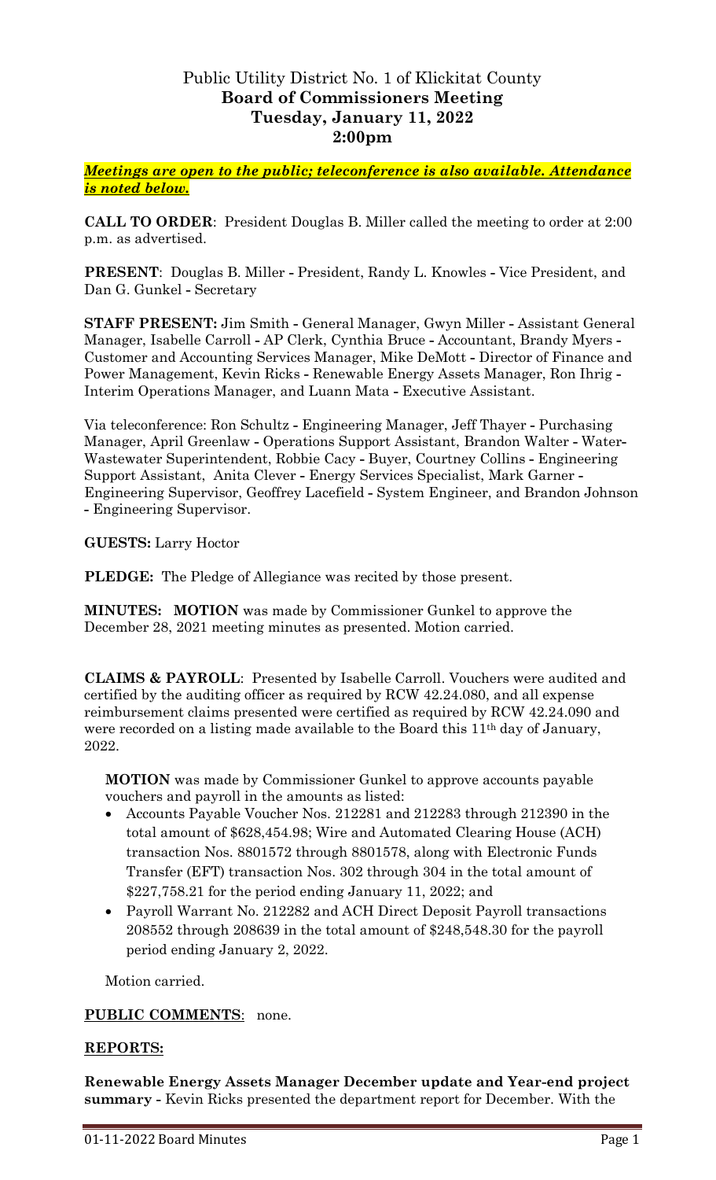# Public Utility District No. 1 of Klickitat County
## Board of Commissioners Meeting
## Tuesday, January 11, 2022
## 2:00pm

***Meetings are open to the public; teleconference is also available. Attendance is noted below.***

**CALL TO ORDER**: President Douglas B. Miller called the meeting to order at 2:00 p.m. as advertised.

**PRESENT**: Douglas B. Miller - President, Randy L. Knowles - Vice President, and Dan G. Gunkel - Secretary

**STAFF PRESENT:** Jim Smith - General Manager, Gwyn Miller - Assistant General Manager, Isabelle Carroll - AP Clerk, Cynthia Bruce - Accountant, Brandy Myers - Customer and Accounting Services Manager, Mike DeMott - Director of Finance and Power Management, Kevin Ricks - Renewable Energy Assets Manager, Ron Ihrig - Interim Operations Manager, and Luann Mata - Executive Assistant.

Via teleconference: Ron Schultz - Engineering Manager, Jeff Thayer - Purchasing Manager, April Greenlaw - Operations Support Assistant, Brandon Walter - Water-Wastewater Superintendent, Robbie Cacy - Buyer, Courtney Collins - Engineering Support Assistant, Anita Clever - Energy Services Specialist, Mark Garner - Engineering Supervisor, Geoffrey Lacefield - System Engineer, and Brandon Johnson - Engineering Supervisor.

**GUESTS:** Larry Hoctor

**PLEDGE:** The Pledge of Allegiance was recited by those present.

**MINUTES: MOTION** was made by Commissioner Gunkel to approve the December 28, 2021 meeting minutes as presented. Motion carried.

**CLAIMS & PAYROLL**: Presented by Isabelle Carroll. Vouchers were audited and certified by the auditing officer as required by RCW 42.24.080, and all expense reimbursement claims presented were certified as required by RCW 42.24.090 and were recorded on a listing made available to the Board this 11th day of January, 2022.

**MOTION** was made by Commissioner Gunkel to approve accounts payable vouchers and payroll in the amounts as listed:

- Accounts Payable Voucher Nos. 212281 and 212283 through 212390 in the total amount of $628,454.98; Wire and Automated Clearing House (ACH) transaction Nos. 8801572 through 8801578, along with Electronic Funds Transfer (EFT) transaction Nos. 302 through 304 in the total amount of $227,758.21 for the period ending January 11, 2022; and
- Payroll Warrant No. 212282 and ACH Direct Deposit Payroll transactions 208552 through 208639 in the total amount of $248,548.30 for the payroll period ending January 2, 2022.

Motion carried.

**PUBLIC COMMENTS**: none.

**REPORTS:**

**Renewable Energy Assets Manager December update and Year-end project summary** - Kevin Ricks presented the department report for December. With the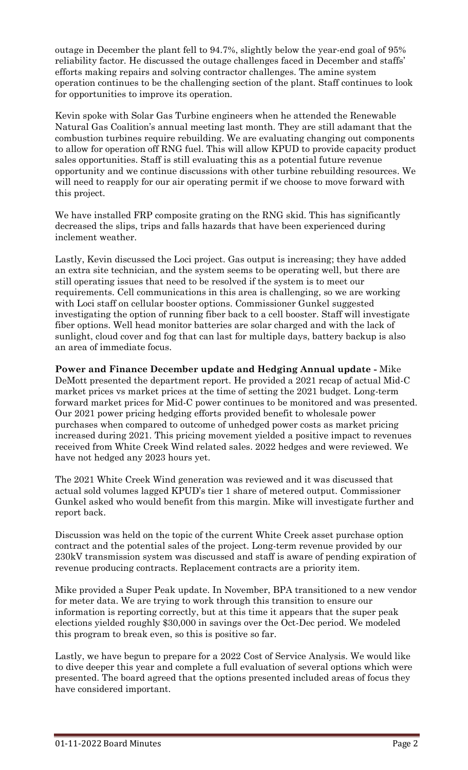outage in December the plant fell to 94.7%, slightly below the year-end goal of 95% reliability factor. He discussed the outage challenges faced in December and staffs' efforts making repairs and solving contractor challenges. The amine system operation continues to be the challenging section of the plant. Staff continues to look for opportunities to improve its operation.

Kevin spoke with Solar Gas Turbine engineers when he attended the Renewable Natural Gas Coalition's annual meeting last month. They are still adamant that the combustion turbines require rebuilding. We are evaluating changing out components to allow for operation off RNG fuel. This will allow KPUD to provide capacity product sales opportunities. Staff is still evaluating this as a potential future revenue opportunity and we continue discussions with other turbine rebuilding resources. We will need to reapply for our air operating permit if we choose to move forward with this project.

We have installed FRP composite grating on the RNG skid. This has significantly decreased the slips, trips and falls hazards that have been experienced during inclement weather.

Lastly, Kevin discussed the Loci project. Gas output is increasing; they have added an extra site technician, and the system seems to be operating well, but there are still operating issues that need to be resolved if the system is to meet our requirements. Cell communications in this area is challenging, so we are working with Loci staff on cellular booster options. Commissioner Gunkel suggested investigating the option of running fiber back to a cell booster. Staff will investigate fiber options. Well head monitor batteries are solar charged and with the lack of sunlight, cloud cover and fog that can last for multiple days, battery backup is also an area of immediate focus.

**Power and Finance December update and Hedging Annual update -** Mike DeMott presented the department report. He provided a 2021 recap of actual Mid-C market prices vs market prices at the time of setting the 2021 budget. Long-term forward market prices for Mid-C power continues to be monitored and was presented. Our 2021 power pricing hedging efforts provided benefit to wholesale power purchases when compared to outcome of unhedged power costs as market pricing increased during 2021. This pricing movement yielded a positive impact to revenues received from White Creek Wind related sales. 2022 hedges and were reviewed. We have not hedged any 2023 hours yet.

The 2021 White Creek Wind generation was reviewed and it was discussed that actual sold volumes lagged KPUD's tier 1 share of metered output. Commissioner Gunkel asked who would benefit from this margin. Mike will investigate further and report back.

Discussion was held on the topic of the current White Creek asset purchase option contract and the potential sales of the project. Long-term revenue provided by our 230kV transmission system was discussed and staff is aware of pending expiration of revenue producing contracts. Replacement contracts are a priority item.

Mike provided a Super Peak update. In November, BPA transitioned to a new vendor for meter data. We are trying to work through this transition to ensure our information is reporting correctly, but at this time it appears that the super peak elections yielded roughly $30,000 in savings over the Oct-Dec period. We modeled this program to break even, so this is positive so far.

Lastly, we have begun to prepare for a 2022 Cost of Service Analysis. We would like to dive deeper this year and complete a full evaluation of several options which were presented. The board agreed that the options presented included areas of focus they have considered important.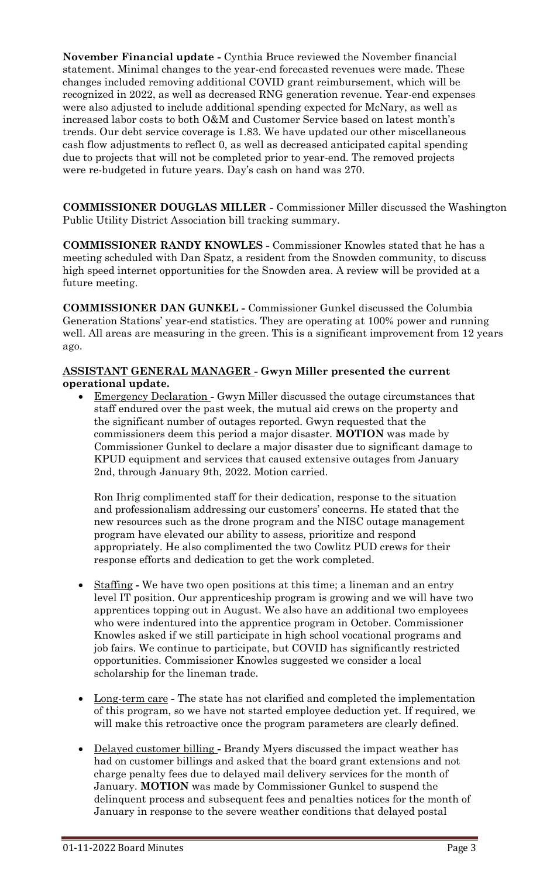**November Financial update -** Cynthia Bruce reviewed the November financial statement. Minimal changes to the year-end forecasted revenues were made. These changes included removing additional COVID grant reimbursement, which will be recognized in 2022, as well as decreased RNG generation revenue. Year-end expenses were also adjusted to include additional spending expected for McNary, as well as increased labor costs to both O&M and Customer Service based on latest month's trends. Our debt service coverage is 1.83. We have updated our other miscellaneous cash flow adjustments to reflect 0, as well as decreased anticipated capital spending due to projects that will not be completed prior to year-end. The removed projects were re-budgeted in future years. Day's cash on hand was 270.

**COMMISSIONER DOUGLAS MILLER -** Commissioner Miller discussed the Washington Public Utility District Association bill tracking summary.

**COMMISSIONER RANDY KNOWLES -** Commissioner Knowles stated that he has a meeting scheduled with Dan Spatz, a resident from the Snowden community, to discuss high speed internet opportunities for the Snowden area. A review will be provided at a future meeting.

**COMMISSIONER DAN GUNKEL -** Commissioner Gunkel discussed the Columbia Generation Stations' year-end statistics. They are operating at 100% power and running well. All areas are measuring in the green. This is a significant improvement from 12 years ago.

**ASSISTANT GENERAL MANAGER - Gwyn Miller presented the current operational update.**

- Emergency Declaration - Gwyn Miller discussed the outage circumstances that staff endured over the past week, the mutual aid crews on the property and the significant number of outages reported. Gwyn requested that the commissioners deem this period a major disaster. **MOTION** was made by Commissioner Gunkel to declare a major disaster due to significant damage to KPUD equipment and services that caused extensive outages from January 2nd, through January 9th, 2022. Motion carried.

  Ron Ihrig complimented staff for their dedication, response to the situation and professionalism addressing our customers' concerns. He stated that the new resources such as the drone program and the NISC outage management program have elevated our ability to assess, prioritize and respond appropriately. He also complimented the two Cowlitz PUD crews for their response efforts and dedication to get the work completed.

- Staffing - We have two open positions at this time; a lineman and an entry level IT position. Our apprenticeship program is growing and we will have two apprentices topping out in August. We also have an additional two employees who were indentured into the apprentice program in October. Commissioner Knowles asked if we still participate in high school vocational programs and job fairs. We continue to participate, but COVID has significantly restricted opportunities. Commissioner Knowles suggested we consider a local scholarship for the lineman trade.

- Long-term care - The state has not clarified and completed the implementation of this program, so we have not started employee deduction yet. If required, we will make this retroactive once the program parameters are clearly defined.

- Delayed customer billing - Brandy Myers discussed the impact weather has had on customer billings and asked that the board grant extensions and not charge penalty fees due to delayed mail delivery services for the month of January. **MOTION** was made by Commissioner Gunkel to suspend the delinquent process and subsequent fees and penalties notices for the month of January in response to the severe weather conditions that delayed postal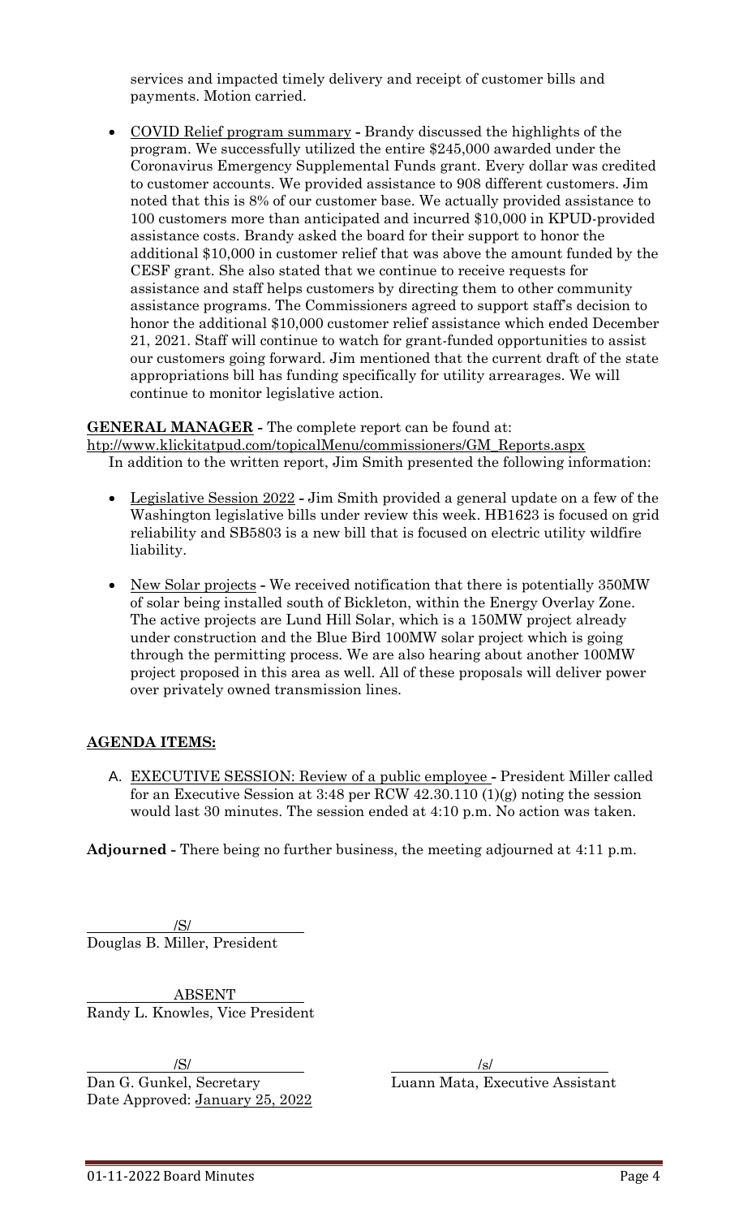services and impacted timely delivery and receipt of customer bills and payments. Motion carried.

- COVID Relief program summary - Brandy discussed the highlights of the program. We successfully utilized the entire $245,000 awarded under the Coronavirus Emergency Supplemental Funds grant. Every dollar was credited to customer accounts. We provided assistance to 908 different customers. Jim noted that this is 8% of our customer base. We actually provided assistance to 100 customers more than anticipated and incurred $10,000 in KPUD-provided assistance costs. Brandy asked the board for their support to honor the additional $10,000 in customer relief that was above the amount funded by the CESF grant. She also stated that we continue to receive requests for assistance and staff helps customers by directing them to other community assistance programs. The Commissioners agreed to support staff's decision to honor the additional $10,000 customer relief assistance which ended December 21, 2021. Staff will continue to watch for grant-funded opportunities to assist our customers going forward. Jim mentioned that the current draft of the state appropriations bill has funding specifically for utility arrearages. We will continue to monitor legislative action.

**GENERAL MANAGER** - The complete report can be found at: http://www.klickitatpud.com/topicalMenu/commissioners/GM_Reports.aspx
In addition to the written report, Jim Smith presented the following information:

- Legislative Session 2022 - Jim Smith provided a general update on a few of the Washington legislative bills under review this week. HB1623 is focused on grid reliability and SB5803 is a new bill that is focused on electric utility wildfire liability.
- New Solar projects - We received notification that there is potentially 350MW of solar being installed south of Bickleton, within the Energy Overlay Zone. The active projects are Lund Hill Solar, which is a 150MW project already under construction and the Blue Bird 100MW solar project which is going through the permitting process. We are also hearing about another 100MW project proposed in this area as well. All of these proposals will deliver power over privately owned transmission lines.

**AGENDA ITEMS:**

A. EXECUTIVE SESSION: Review of a public employee - President Miller called for an Executive Session at 3:48 per RCW 42.30.110 (1)(g) noting the session would last 30 minutes. The session ended at 4:10 p.m. No action was taken.

**Adjourned** - There being no further business, the meeting adjourned at 4:11 p.m.

/S/
Douglas B. Miller, President

ABSENT
Randy L. Knowles, Vice President

/S/
Dan G. Gunkel, Secretary
Date Approved: January 25, 2022

/s/
Luann Mata, Executive Assistant